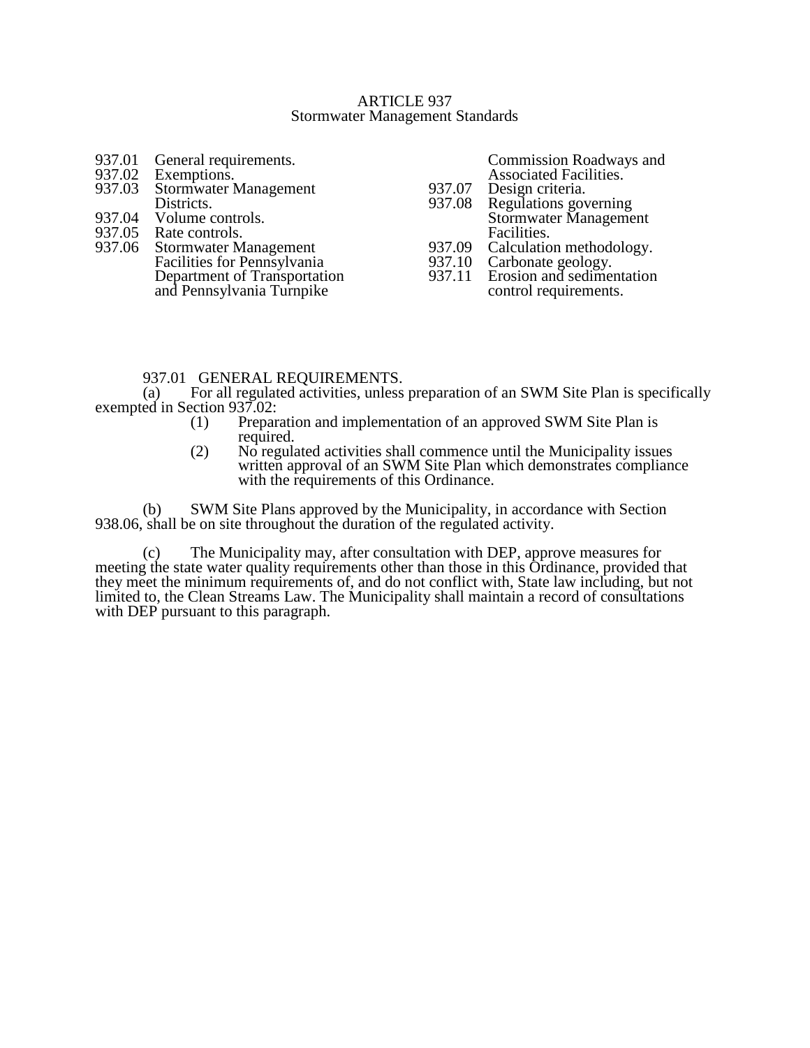# ARTICLE 937
## Stormwater Management Standards

937.01 General requirements.
937.02 Exemptions.
937.03 Stormwater Management Districts.
937.04 Volume controls.
937.05 Rate controls.
937.06 Stormwater Management Facilities for Pennsylvania Department of Transportation and Pennsylvania Turnpike Commission Roadways and Associated Facilities.
937.07 Design criteria.
937.08 Regulations governing Stormwater Management Facilities.
937.09 Calculation methodology.
937.10 Carbonate geology.
937.11 Erosion and sedimentation control requirements.

### 937.01 GENERAL REQUIREMENTS.

(a) For all regulated activities, unless preparation of an SWM Site Plan is specifically exempted in Section 937.02:

(1) Preparation and implementation of an approved SWM Site Plan is required.

(2) No regulated activities shall commence until the Municipality issues written approval of an SWM Site Plan which demonstrates compliance with the requirements of this Ordinance.

(b) SWM Site Plans approved by the Municipality, in accordance with Section 938.06, shall be on site throughout the duration of the regulated activity.

(c) The Municipality may, after consultation with DEP, approve measures for meeting the state water quality requirements other than those in this Ordinance, provided that they meet the minimum requirements of, and do not conflict with, State law including, but not limited to, the Clean Streams Law. The Municipality shall maintain a record of consultations with DEP pursuant to this paragraph.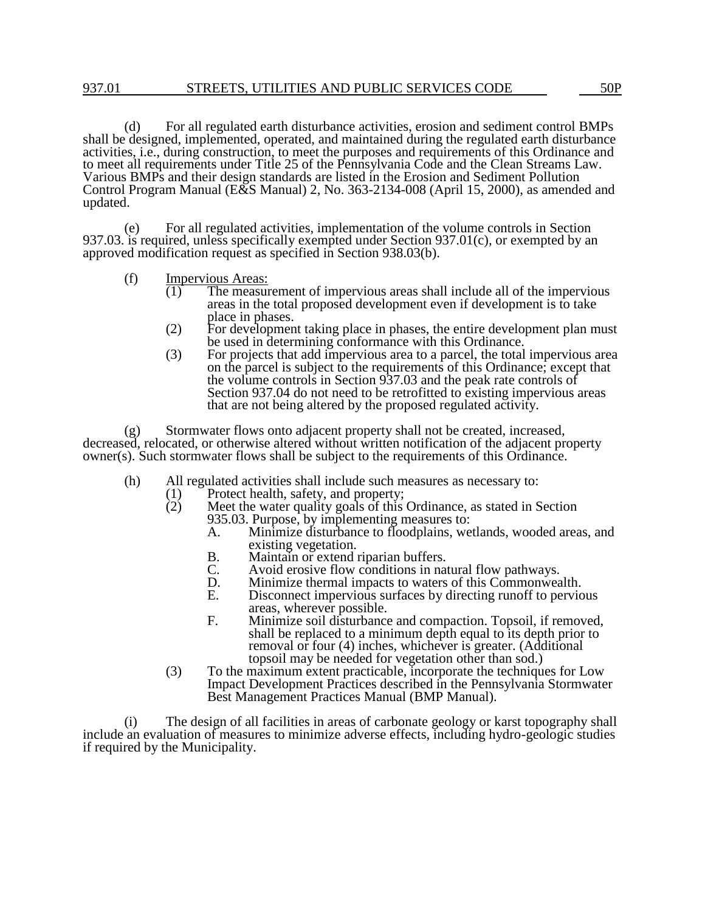(d) For all regulated earth disturbance activities, erosion and sediment control BMPs shall be designed, implemented, operated, and maintained during the regulated earth disturbance activities, i.e., during construction, to meet the purposes and requirements of this Ordinance and to meet all requirements under Title 25 of the Pennsylvania Code and the Clean Streams Law. Various BMPs and their design standards are listed in the Erosion and Sediment Pollution Control Program Manual (E&S Manual) 2, No. 363-2134-008 (April 15, 2000), as amended and updated.

(e) For all regulated activities, implementation of the volume controls in Section 937.03. is required, unless specifically exempted under Section 937.01(c), or exempted by an approved modification request as specified in Section 938.03(b).

(f) Impervious Areas:

(1) The measurement of impervious areas shall include all of the impervious areas in the total proposed development even if development is to take place in phases.

(2) For development taking place in phases, the entire development plan must be used in determining conformance with this Ordinance.

(3) For projects that add impervious area to a parcel, the total impervious area on the parcel is subject to the requirements of this Ordinance; except that the volume controls in Section 937.03 and the peak rate controls of Section 937.04 do not need to be retrofitted to existing impervious areas that are not being altered by the proposed regulated activity.

(g) Stormwater flows onto adjacent property shall not be created, increased, decreased, relocated, or otherwise altered without written notification of the adjacent property owner(s). Such stormwater flows shall be subject to the requirements of this Ordinance.

(h) All regulated activities shall include such measures as necessary to:

(1) Protect health, safety, and property;

(2) Meet the water quality goals of this Ordinance, as stated in Section 935.03. Purpose, by implementing measures to:

A. Minimize disturbance to floodplains, wetlands, wooded areas, and existing vegetation.

B. Maintain or extend riparian buffers.

C. Avoid erosive flow conditions in natural flow pathways.

D. Minimize thermal impacts to waters of this Commonwealth.

E. Disconnect impervious surfaces by directing runoff to pervious areas, wherever possible.

F. Minimize soil disturbance and compaction. Topsoil, if removed, shall be replaced to a minimum depth equal to its depth prior to removal or four (4) inches, whichever is greater. (Additional topsoil may be needed for vegetation other than sod.)

(3) To the maximum extent practicable, incorporate the techniques for Low Impact Development Practices described in the Pennsylvania Stormwater Best Management Practices Manual (BMP Manual).

(i) The design of all facilities in areas of carbonate geology or karst topography shall include an evaluation of measures to minimize adverse effects, including hydro-geologic studies if required by the Municipality.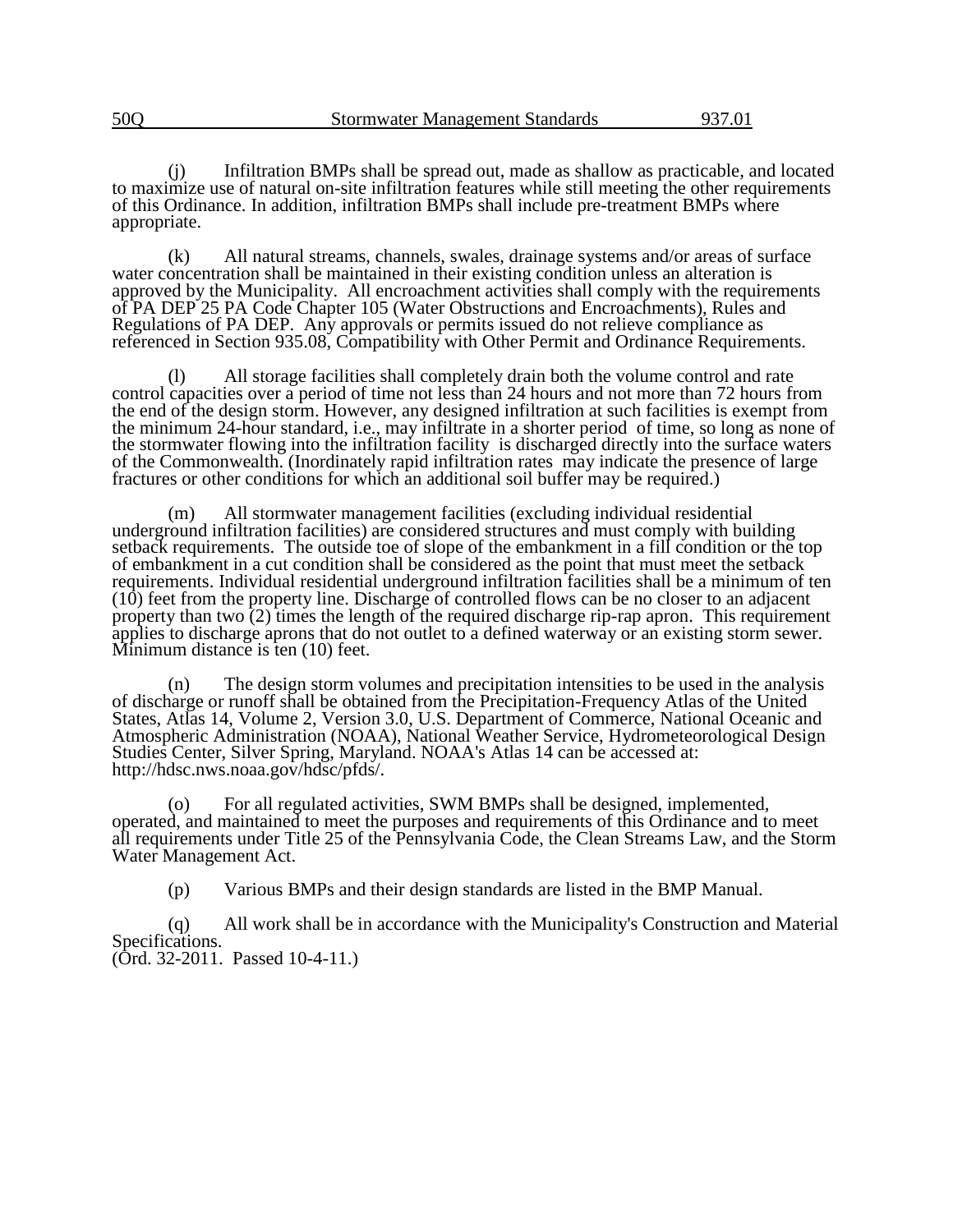(j) Infiltration BMPs shall be spread out, made as shallow as practicable, and located to maximize use of natural on-site infiltration features while still meeting the other requirements of this Ordinance. In addition, infiltration BMPs shall include pre-treatment BMPs where appropriate.

(k) All natural streams, channels, swales, drainage systems and/or areas of surface water concentration shall be maintained in their existing condition unless an alteration is approved by the Municipality. All encroachment activities shall comply with the requirements of PA DEP 25 PA Code Chapter 105 (Water Obstructions and Encroachments), Rules and Regulations of PA DEP. Any approvals or permits issued do not relieve compliance as referenced in Section 935.08, Compatibility with Other Permit and Ordinance Requirements.

(l) All storage facilities shall completely drain both the volume control and rate control capacities over a period of time not less than 24 hours and not more than 72 hours from the end of the design storm. However, any designed infiltration at such facilities is exempt from the minimum 24-hour standard, i.e., may infiltrate in a shorter period of time, so long as none of the stormwater flowing into the infiltration facility is discharged directly into the surface waters of the Commonwealth. (Inordinately rapid infiltration rates may indicate the presence of large fractures or other conditions for which an additional soil buffer may be required.)

(m) All stormwater management facilities (excluding individual residential underground infiltration facilities) are considered structures and must comply with building setback requirements. The outside toe of slope of the embankment in a fill condition or the top of embankment in a cut condition shall be considered as the point that must meet the setback requirements. Individual residential underground infiltration facilities shall be a minimum of ten (10) feet from the property line. Discharge of controlled flows can be no closer to an adjacent property than two (2) times the length of the required discharge rip-rap apron. This requirement applies to discharge aprons that do not outlet to a defined waterway or an existing storm sewer. Minimum distance is ten (10) feet.

(n) The design storm volumes and precipitation intensities to be used in the analysis of discharge or runoff shall be obtained from the Precipitation-Frequency Atlas of the United States, Atlas 14, Volume 2, Version 3.0, U.S. Department of Commerce, National Oceanic and Atmospheric Administration (NOAA), National Weather Service, Hydrometeorological Design Studies Center, Silver Spring, Maryland. NOAA's Atlas 14 can be accessed at: http://hdsc.nws.noaa.gov/hdsc/pfds/.

(o) For all regulated activities, SWM BMPs shall be designed, implemented, operated, and maintained to meet the purposes and requirements of this Ordinance and to meet all requirements under Title 25 of the Pennsylvania Code, the Clean Streams Law, and the Storm Water Management Act.

(p) Various BMPs and their design standards are listed in the BMP Manual.

(q) All work shall be in accordance with the Municipality's Construction and Material Specifications.
(Ord. 32-2011. Passed 10-4-11.)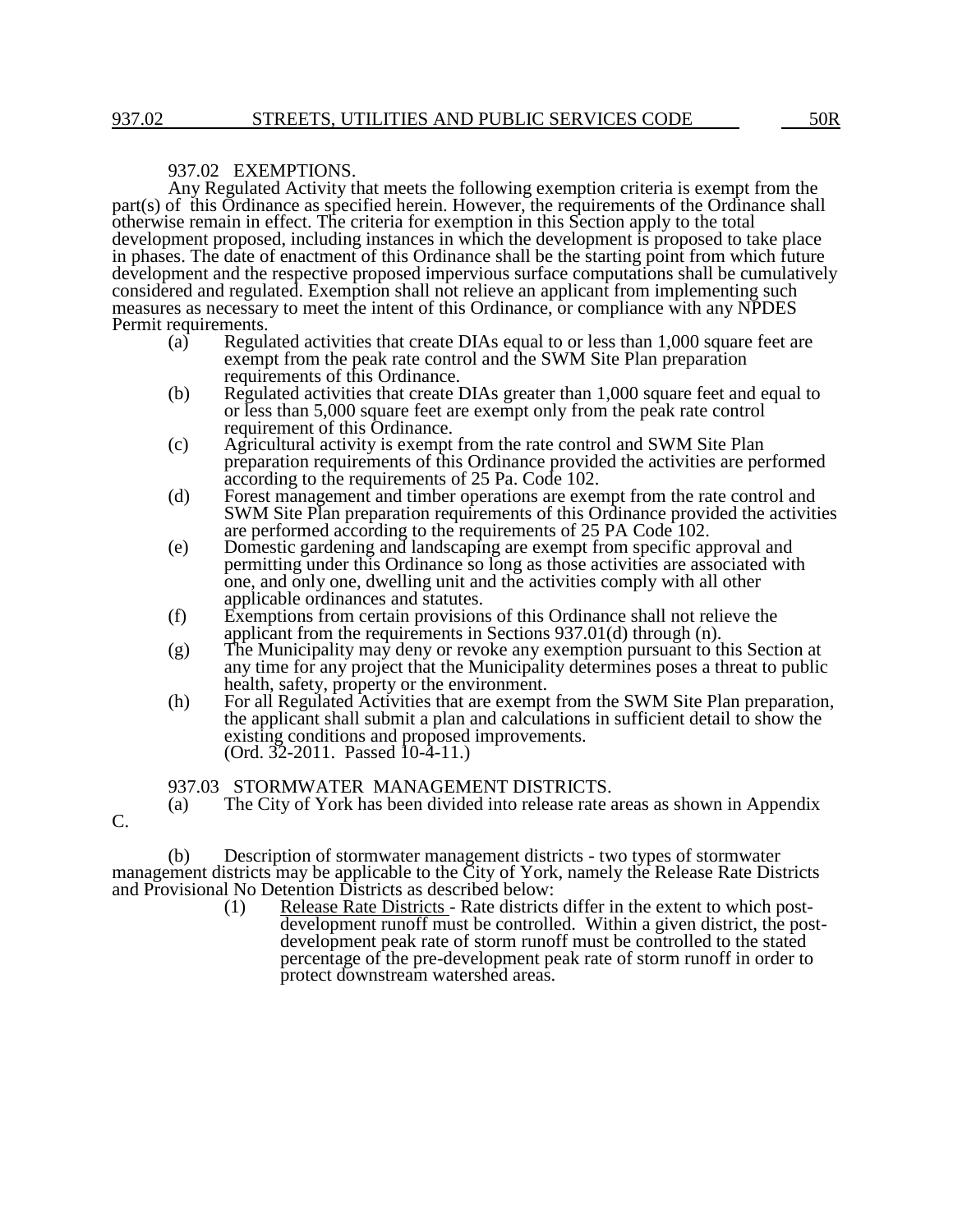## 937.02 EXEMPTIONS.

Any Regulated Activity that meets the following exemption criteria is exempt from the part(s) of this Ordinance as specified herein. However, the requirements of the Ordinance shall otherwise remain in effect. The criteria for exemption in this Section apply to the total development proposed, including instances in which the development is proposed to take place in phases. The date of enactment of this Ordinance shall be the starting point from which future development and the respective proposed impervious surface computations shall be cumulatively considered and regulated. Exemption shall not relieve an applicant from implementing such measures as necessary to meet the intent of this Ordinance, or compliance with any NPDES Permit requirements.

(a) Regulated activities that create DIAs equal to or less than 1,000 square feet are exempt from the peak rate control and the SWM Site Plan preparation requirements of this Ordinance.

(b) Regulated activities that create DIAs greater than 1,000 square feet and equal to or less than 5,000 square feet are exempt only from the peak rate control requirement of this Ordinance.

(c) Agricultural activity is exempt from the rate control and SWM Site Plan preparation requirements of this Ordinance provided the activities are performed according to the requirements of 25 Pa. Code 102.

(d) Forest management and timber operations are exempt from the rate control and SWM Site Plan preparation requirements of this Ordinance provided the activities are performed according to the requirements of 25 PA Code 102.

(e) Domestic gardening and landscaping are exempt from specific approval and permitting under this Ordinance so long as those activities are associated with one, and only one, dwelling unit and the activities comply with all other applicable ordinances and statutes.

(f) Exemptions from certain provisions of this Ordinance shall not relieve the applicant from the requirements in Sections 937.01(d) through (n).

(g) The Municipality may deny or revoke any exemption pursuant to this Section at any time for any project that the Municipality determines poses a threat to public health, safety, property or the environment.

(h) For all Regulated Activities that are exempt from the SWM Site Plan preparation, the applicant shall submit a plan and calculations in sufficient detail to show the existing conditions and proposed improvements.
(Ord. 32-2011. Passed 10-4-11.)

## 937.03 STORMWATER MANAGEMENT DISTRICTS.

(a) The City of York has been divided into release rate areas as shown in Appendix C.

(b) Description of stormwater management districts - two types of stormwater management districts may be applicable to the City of York, namely the Release Rate Districts and Provisional No Detention Districts as described below:

(1) Release Rate Districts - Rate districts differ in the extent to which post-development runoff must be controlled. Within a given district, the post-development peak rate of storm runoff must be controlled to the stated percentage of the pre-development peak rate of storm runoff in order to protect downstream watershed areas.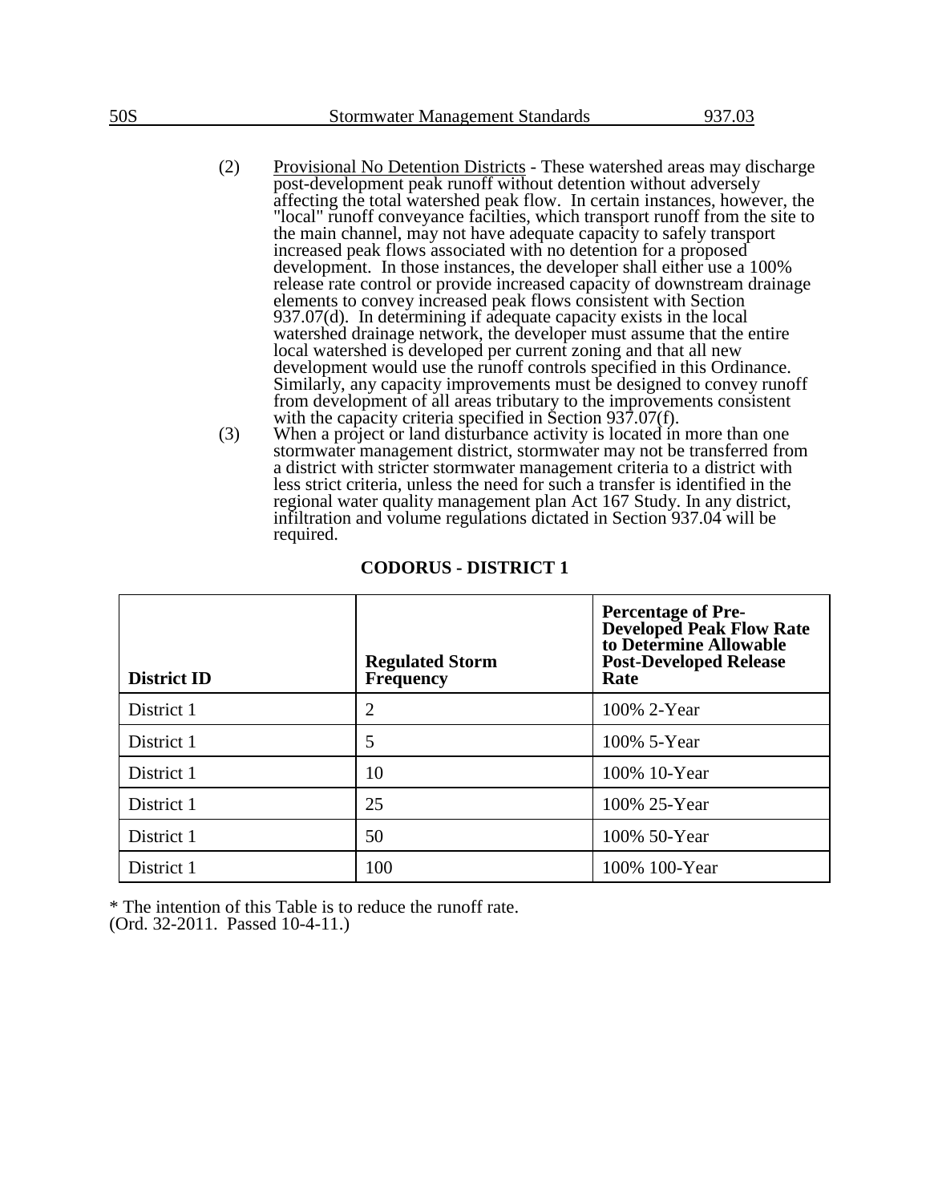(2) Provisional No Detention Districts - These watershed areas may discharge post-development peak runoff without detention without adversely affecting the total watershed peak flow. In certain instances, however, the "local" runoff conveyance facilties, which transport runoff from the site to the main channel, may not have adequate capacity to safely transport increased peak flows associated with no detention for a proposed development. In those instances, the developer shall either use a 100% release rate control or provide increased capacity of downstream drainage elements to convey increased peak flows consistent with Section 937.07(d). In determining if adequate capacity exists in the local watershed drainage network, the developer must assume that the entire local watershed is developed per current zoning and that all new development would use the runoff controls specified in this Ordinance. Similarly, any capacity improvements must be designed to convey runoff from development of all areas tributary to the improvements consistent with the capacity criteria specified in Section 937.07(f).

(3) When a project or land disturbance activity is located in more than one stormwater management district, stormwater may not be transferred from a district with stricter stormwater management criteria to a district with less strict criteria, unless the need for such a transfer is identified in the regional water quality management plan Act 167 Study. In any district, infiltration and volume regulations dictated in Section 937.04 will be required.

**CODORUS - DISTRICT 1**

| District ID | Regulated Storm Frequency | Percentage of Pre-Developed Peak Flow Rate to Determine Allowable Post-Developed Release Rate |
|---|---|---|
| District 1 | 2 | 100% 2-Year |
| District 1 | 5 | 100% 5-Year |
| District 1 | 10 | 100% 10-Year |
| District 1 | 25 | 100% 25-Year |
| District 1 | 50 | 100% 50-Year |
| District 1 | 100 | 100% 100-Year |

* The intention of this Table is to reduce the runoff rate.
(Ord. 32-2011. Passed 10-4-11.)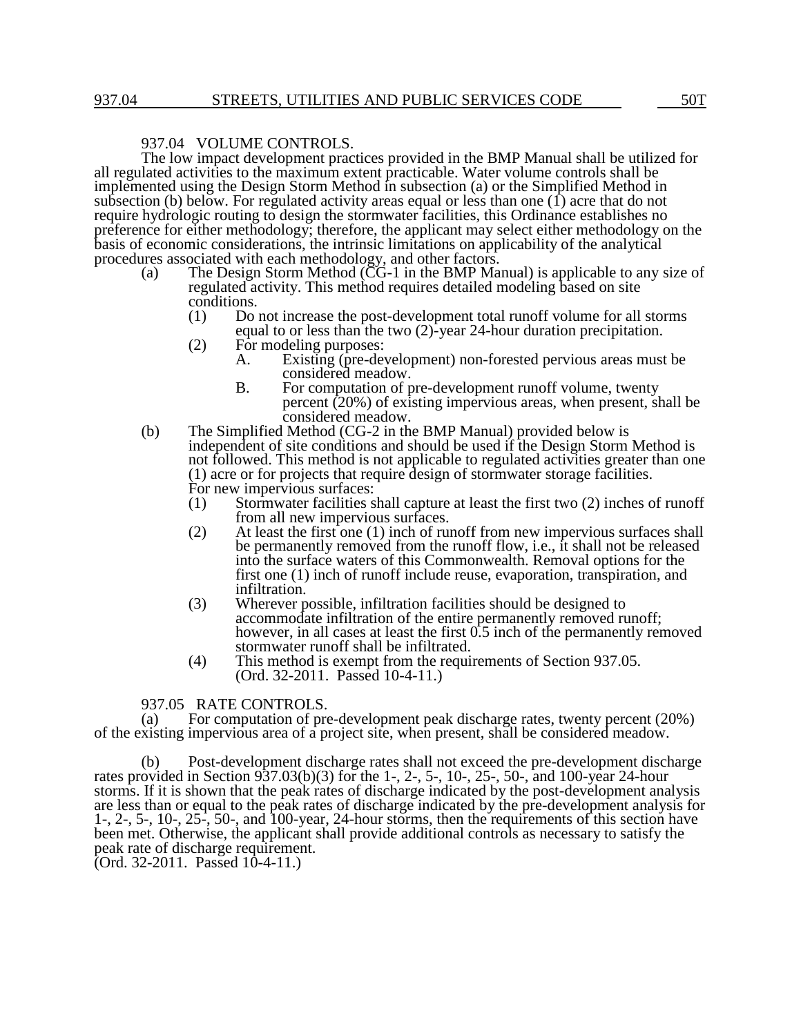## 937.04 VOLUME CONTROLS.

The low impact development practices provided in the BMP Manual shall be utilized for all regulated activities to the maximum extent practicable. Water volume controls shall be implemented using the Design Storm Method in subsection (a) or the Simplified Method in subsection (b) below. For regulated activity areas equal or less than one (1) acre that do not require hydrologic routing to design the stormwater facilities, this Ordinance establishes no preference for either methodology; therefore, the applicant may select either methodology on the basis of economic considerations, the intrinsic limitations on applicability of the analytical procedures associated with each methodology, and other factors.

(a) The Design Storm Method (CG-1 in the BMP Manual) is applicable to any size of regulated activity. This method requires detailed modeling based on site conditions.

   (1) Do not increase the post-development total runoff volume for all storms equal to or less than the two (2)-year 24-hour duration precipitation.

   (2) For modeling purposes:

      A. Existing (pre-development) non-forested pervious areas must be considered meadow.

      B. For computation of pre-development runoff volume, twenty percent (20%) of existing impervious areas, when present, shall be considered meadow.

(b) The Simplified Method (CG-2 in the BMP Manual) provided below is independent of site conditions and should be used if the Design Storm Method is not followed. This method is not applicable to regulated activities greater than one (1) acre or for projects that require design of stormwater storage facilities. For new impervious surfaces:

   (1) Stormwater facilities shall capture at least the first two (2) inches of runoff from all new impervious surfaces.

   (2) At least the first one (1) inch of runoff from new impervious surfaces shall be permanently removed from the runoff flow, i.e., it shall not be released into the surface waters of this Commonwealth. Removal options for the first one (1) inch of runoff include reuse, evaporation, transpiration, and infiltration.

   (3) Wherever possible, infiltration facilities should be designed to accommodate infiltration of the entire permanently removed runoff; however, in all cases at least the first 0.5 inch of the permanently removed stormwater runoff shall be infiltrated.

   (4) This method is exempt from the requirements of Section 937.05.
   (Ord. 32-2011. Passed 10-4-11.)

## 937.05 RATE CONTROLS.

(a) For computation of pre-development peak discharge rates, twenty percent (20%) of the existing impervious area of a project site, when present, shall be considered meadow.

(b) Post-development discharge rates shall not exceed the pre-development discharge rates provided in Section 937.03(b)(3) for the 1-, 2-, 5-, 10-, 25-, 50-, and 100-year 24-hour storms. If it is shown that the peak rates of discharge indicated by the post-development analysis are less than or equal to the peak rates of discharge indicated by the pre-development analysis for 1-, 2-, 5-, 10-, 25-, 50-, and 100-year, 24-hour storms, then the requirements of this section have been met. Otherwise, the applicant shall provide additional controls as necessary to satisfy the peak rate of discharge requirement.
(Ord. 32-2011. Passed 10-4-11.)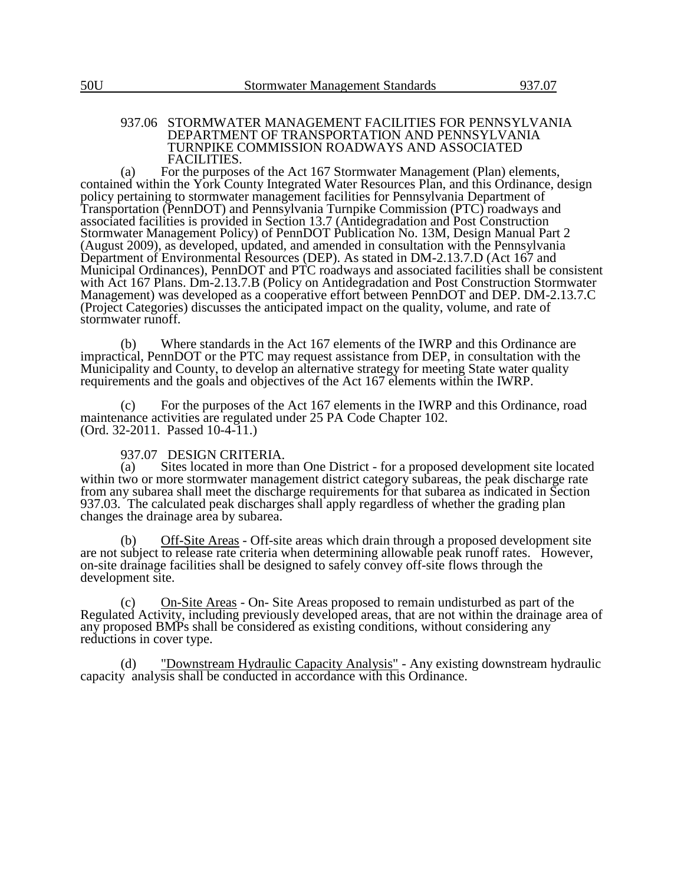## 937.06 STORMWATER MANAGEMENT FACILITIES FOR PENNSYLVANIA DEPARTMENT OF TRANSPORTATION AND PENNSYLVANIA TURNPIKE COMMISSION ROADWAYS AND ASSOCIATED FACILITIES.

(a) For the purposes of the Act 167 Stormwater Management (Plan) elements, contained within the York County Integrated Water Resources Plan, and this Ordinance, design policy pertaining to stormwater management facilities for Pennsylvania Department of Transportation (PennDOT) and Pennsylvania Turnpike Commission (PTC) roadways and associated facilities is provided in Section 13.7 (Antidegradation and Post Construction Stormwater Management Policy) of PennDOT Publication No. 13M, Design Manual Part 2 (August 2009), as developed, updated, and amended in consultation with the Pennsylvania Department of Environmental Resources (DEP). As stated in DM-2.13.7.D (Act 167 and Municipal Ordinances), PennDOT and PTC roadways and associated facilities shall be consistent with Act 167 Plans. Dm-2.13.7.B (Policy on Antidegradation and Post Construction Stormwater Management) was developed as a cooperative effort between PennDOT and DEP. DM-2.13.7.C (Project Categories) discusses the anticipated impact on the quality, volume, and rate of stormwater runoff.

(b) Where standards in the Act 167 elements of the IWRP and this Ordinance are impractical, PennDOT or the PTC may request assistance from DEP, in consultation with the Municipality and County, to develop an alternative strategy for meeting State water quality requirements and the goals and objectives of the Act 167 elements within the IWRP.

(c) For the purposes of the Act 167 elements in the IWRP and this Ordinance, road maintenance activities are regulated under 25 PA Code Chapter 102.
(Ord. 32-2011. Passed 10-4-11.)

## 937.07 DESIGN CRITERIA.

(a) Sites located in more than One District - for a proposed development site located within two or more stormwater management district category subareas, the peak discharge rate from any subarea shall meet the discharge requirements for that subarea as indicated in Section 937.03. The calculated peak discharges shall apply regardless of whether the grading plan changes the drainage area by subarea.

(b) Off-Site Areas - Off-site areas which drain through a proposed development site are not subject to release rate criteria when determining allowable peak runoff rates. However, on-site drainage facilities shall be designed to safely convey off-site flows through the development site.

(c) On-Site Areas - On- Site Areas proposed to remain undisturbed as part of the Regulated Activity, including previously developed areas, that are not within the drainage area of any proposed BMPs shall be considered as existing conditions, without considering any reductions in cover type.

(d) "Downstream Hydraulic Capacity Analysis" - Any existing downstream hydraulic capacity analysis shall be conducted in accordance with this Ordinance.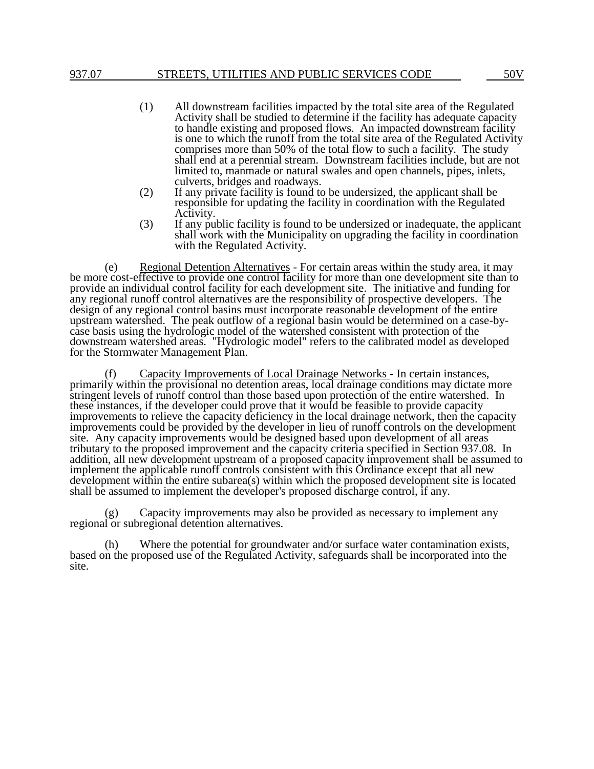(1) All downstream facilities impacted by the total site area of the Regulated Activity shall be studied to determine if the facility has adequate capacity to handle existing and proposed flows. An impacted downstream facility is one to which the runoff from the total site area of the Regulated Activity comprises more than 50% of the total flow to such a facility. The study shall end at a perennial stream. Downstream facilities include, but are not limited to, manmade or natural swales and open channels, pipes, inlets, culverts, bridges and roadways.

(2) If any private facility is found to be undersized, the applicant shall be responsible for updating the facility in coordination with the Regulated Activity.

(3) If any public facility is found to be undersized or inadequate, the applicant shall work with the Municipality on upgrading the facility in coordination with the Regulated Activity.

(e) Regional Detention Alternatives - For certain areas within the study area, it may be more cost-effective to provide one control facility for more than one development site than to provide an individual control facility for each development site. The initiative and funding for any regional runoff control alternatives are the responsibility of prospective developers. The design of any regional control basins must incorporate reasonable development of the entire upstream watershed. The peak outflow of a regional basin would be determined on a case-by-case basis using the hydrologic model of the watershed consistent with protection of the downstream watershed areas. "Hydrologic model" refers to the calibrated model as developed for the Stormwater Management Plan.

(f) Capacity Improvements of Local Drainage Networks - In certain instances, primarily within the provisional no detention areas, local drainage conditions may dictate more stringent levels of runoff control than those based upon protection of the entire watershed. In these instances, if the developer could prove that it would be feasible to provide capacity improvements to relieve the capacity deficiency in the local drainage network, then the capacity improvements could be provided by the developer in lieu of runoff controls on the development site. Any capacity improvements would be designed based upon development of all areas tributary to the proposed improvement and the capacity criteria specified in Section 937.08. In addition, all new development upstream of a proposed capacity improvement shall be assumed to implement the applicable runoff controls consistent with this Ordinance except that all new development within the entire subarea(s) within which the proposed development site is located shall be assumed to implement the developer's proposed discharge control, if any.

(g) Capacity improvements may also be provided as necessary to implement any regional or subregional detention alternatives.

(h) Where the potential for groundwater and/or surface water contamination exists, based on the proposed use of the Regulated Activity, safeguards shall be incorporated into the site.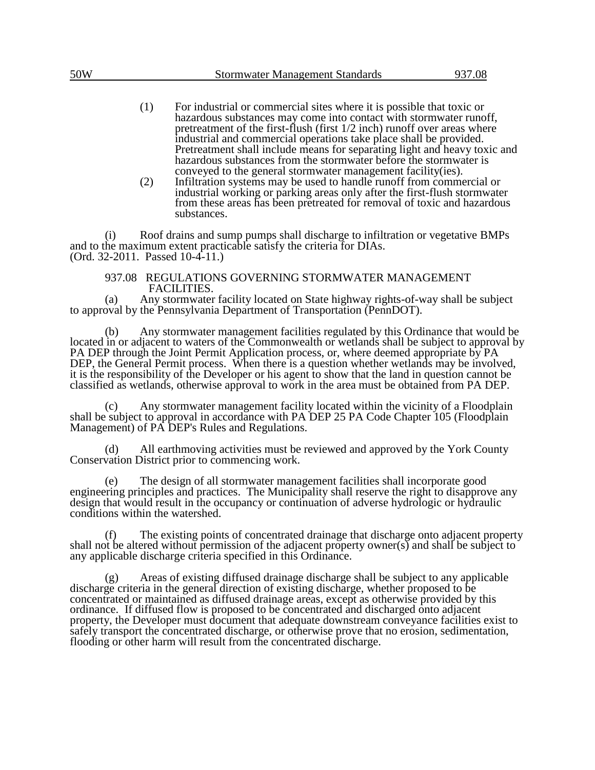(1) For industrial or commercial sites where it is possible that toxic or hazardous substances may come into contact with stormwater runoff, pretreatment of the first-flush (first 1/2 inch) runoff over areas where industrial and commercial operations take place shall be provided. Pretreatment shall include means for separating light and heavy toxic and hazardous substances from the stormwater before the stormwater is conveyed to the general stormwater management facility(ies).

(2) Infiltration systems may be used to handle runoff from commercial or industrial working or parking areas only after the first-flush stormwater from these areas has been pretreated for removal of toxic and hazardous substances.

(i) Roof drains and sump pumps shall discharge to infiltration or vegetative BMPs and to the maximum extent practicable satisfy the criteria for DIAs.
(Ord. 32-2011. Passed 10-4-11.)

## 937.08 REGULATIONS GOVERNING STORMWATER MANAGEMENT FACILITIES.

(a) Any stormwater facility located on State highway rights-of-way shall be subject to approval by the Pennsylvania Department of Transportation (PennDOT).

(b) Any stormwater management facilities regulated by this Ordinance that would be located in or adjacent to waters of the Commonwealth or wetlands shall be subject to approval by PA DEP through the Joint Permit Application process, or, where deemed appropriate by PA DEP, the General Permit process. When there is a question whether wetlands may be involved, it is the responsibility of the Developer or his agent to show that the land in question cannot be classified as wetlands, otherwise approval to work in the area must be obtained from PA DEP.

(c) Any stormwater management facility located within the vicinity of a Floodplain shall be subject to approval in accordance with PA DEP 25 PA Code Chapter 105 (Floodplain Management) of PA DEP's Rules and Regulations.

(d) All earthmoving activities must be reviewed and approved by the York County Conservation District prior to commencing work.

(e) The design of all stormwater management facilities shall incorporate good engineering principles and practices. The Municipality shall reserve the right to disapprove any design that would result in the occupancy or continuation of adverse hydrologic or hydraulic conditions within the watershed.

(f) The existing points of concentrated drainage that discharge onto adjacent property shall not be altered without permission of the adjacent property owner(s) and shall be subject to any applicable discharge criteria specified in this Ordinance.

(g) Areas of existing diffused drainage discharge shall be subject to any applicable discharge criteria in the general direction of existing discharge, whether proposed to be concentrated or maintained as diffused drainage areas, except as otherwise provided by this ordinance. If diffused flow is proposed to be concentrated and discharged onto adjacent property, the Developer must document that adequate downstream conveyance facilities exist to safely transport the concentrated discharge, or otherwise prove that no erosion, sedimentation, flooding or other harm will result from the concentrated discharge.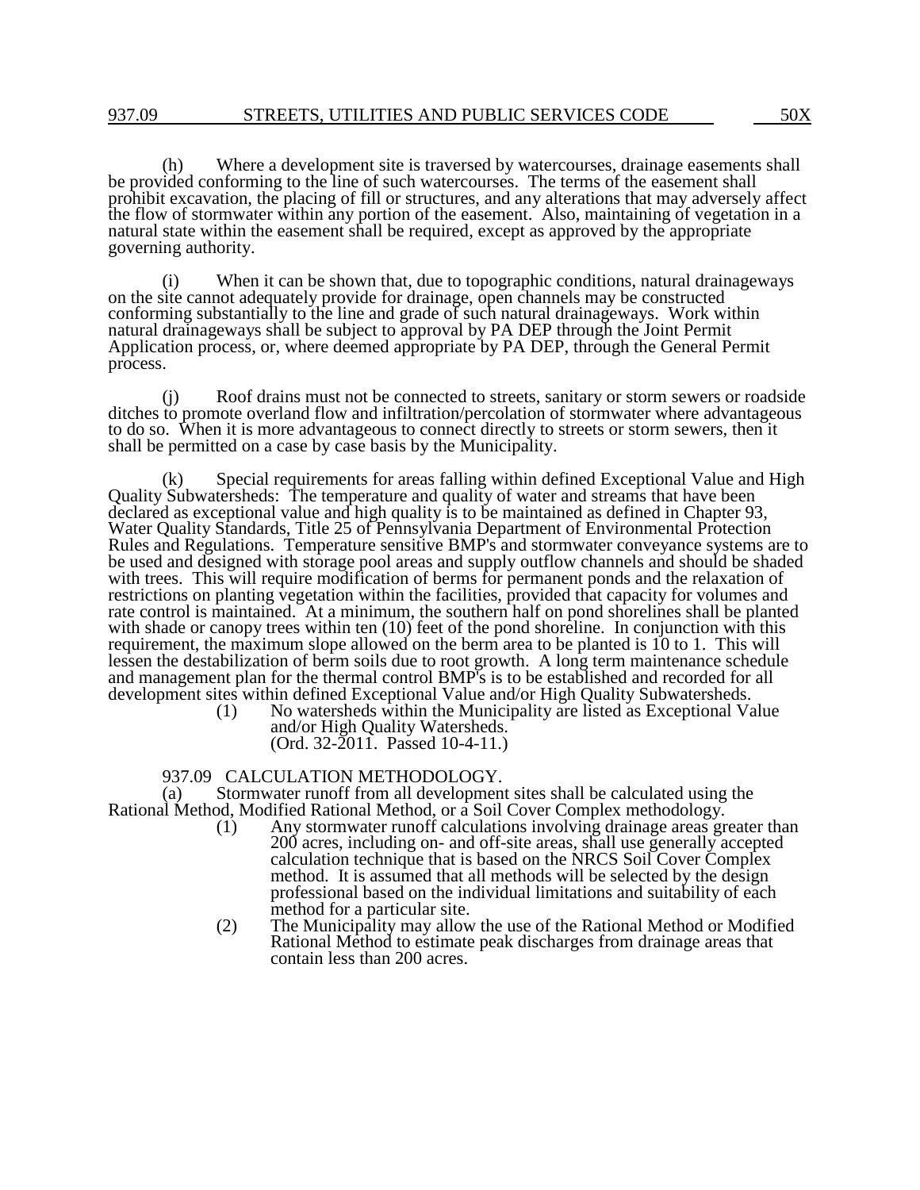(h) Where a development site is traversed by watercourses, drainage easements shall be provided conforming to the line of such watercourses. The terms of the easement shall prohibit excavation, the placing of fill or structures, and any alterations that may adversely affect the flow of stormwater within any portion of the easement. Also, maintaining of vegetation in a natural state within the easement shall be required, except as approved by the appropriate governing authority.

(i) When it can be shown that, due to topographic conditions, natural drainageways on the site cannot adequately provide for drainage, open channels may be constructed conforming substantially to the line and grade of such natural drainageways. Work within natural drainageways shall be subject to approval by PA DEP through the Joint Permit Application process, or, where deemed appropriate by PA DEP, through the General Permit process.

(j) Roof drains must not be connected to streets, sanitary or storm sewers or roadside ditches to promote overland flow and infiltration/percolation of stormwater where advantageous to do so. When it is more advantageous to connect directly to streets or storm sewers, then it shall be permitted on a case by case basis by the Municipality.

(k) Special requirements for areas falling within defined Exceptional Value and High Quality Subwatersheds: The temperature and quality of water and streams that have been declared as exceptional value and high quality is to be maintained as defined in Chapter 93, Water Quality Standards, Title 25 of Pennsylvania Department of Environmental Protection Rules and Regulations. Temperature sensitive BMP's and stormwater conveyance systems are to be used and designed with storage pool areas and supply outflow channels and should be shaded with trees. This will require modification of berms for permanent ponds and the relaxation of restrictions on planting vegetation within the facilities, provided that capacity for volumes and rate control is maintained. At a minimum, the southern half on pond shorelines shall be planted with shade or canopy trees within ten (10) feet of the pond shoreline. In conjunction with this requirement, the maximum slope allowed on the berm area to be planted is 10 to 1. This will lessen the destabilization of berm soils due to root growth. A long term maintenance schedule and management plan for the thermal control BMP's is to be established and recorded for all development sites within defined Exceptional Value and/or High Quality Subwatersheds.

(1) No watersheds within the Municipality are listed as Exceptional Value and/or High Quality Watersheds.
(Ord. 32-2011. Passed 10-4-11.)

## 937.09 CALCULATION METHODOLOGY.

(a) Stormwater runoff from all development sites shall be calculated using the Rational Method, Modified Rational Method, or a Soil Cover Complex methodology.

(1) Any stormwater runoff calculations involving drainage areas greater than 200 acres, including on- and off-site areas, shall use generally accepted calculation technique that is based on the NRCS Soil Cover Complex method. It is assumed that all methods will be selected by the design professional based on the individual limitations and suitability of each method for a particular site.

(2) The Municipality may allow the use of the Rational Method or Modified Rational Method to estimate peak discharges from drainage areas that contain less than 200 acres.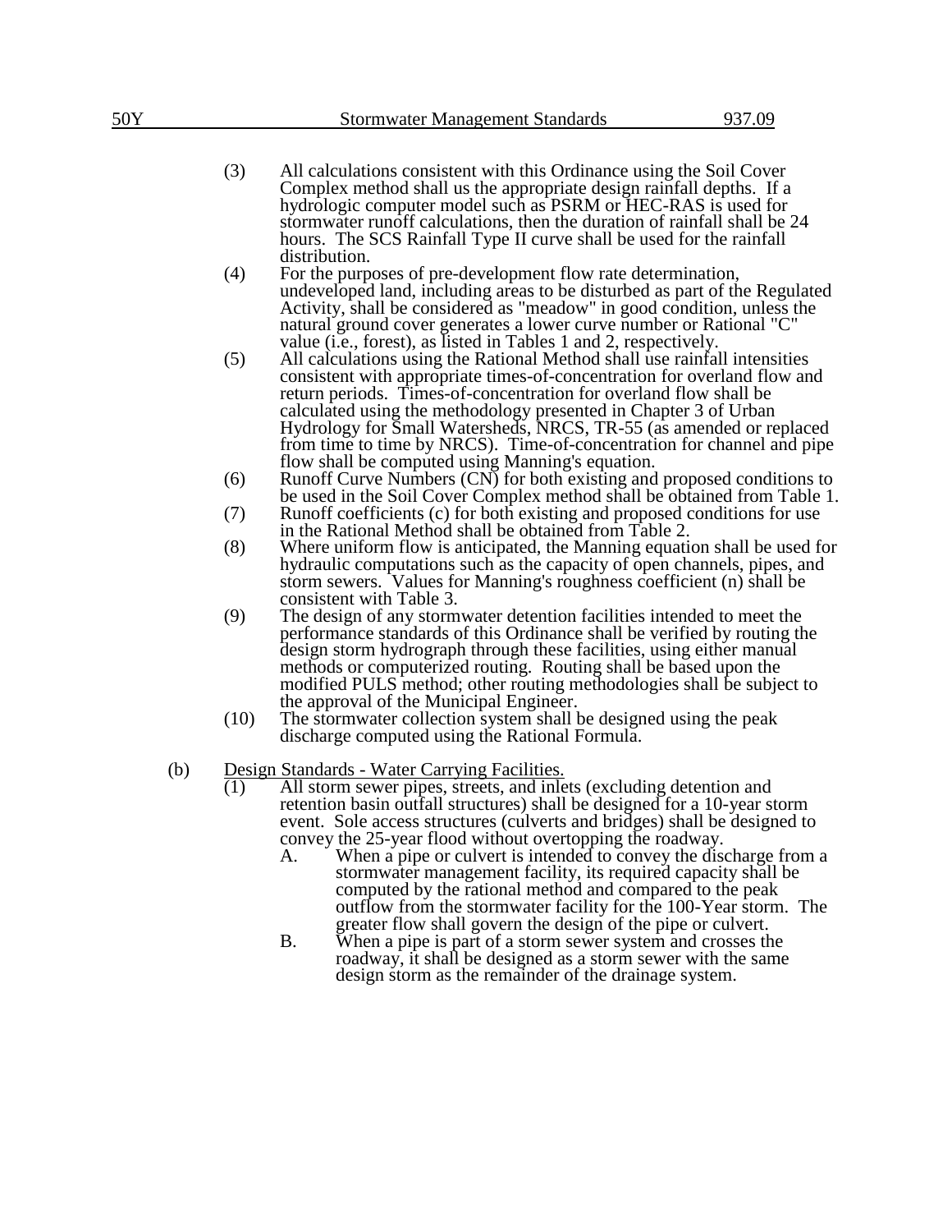(3) All calculations consistent with this Ordinance using the Soil Cover Complex method shall us the appropriate design rainfall depths. If a hydrologic computer model such as PSRM or HEC-RAS is used for stormwater runoff calculations, then the duration of rainfall shall be 24 hours. The SCS Rainfall Type II curve shall be used for the rainfall distribution.

(4) For the purposes of pre-development flow rate determination, undeveloped land, including areas to be disturbed as part of the Regulated Activity, shall be considered as "meadow" in good condition, unless the natural ground cover generates a lower curve number or Rational "C" value (i.e., forest), as listed in Tables 1 and 2, respectively.

(5) All calculations using the Rational Method shall use rainfall intensities consistent with appropriate times-of-concentration for overland flow and return periods. Times-of-concentration for overland flow shall be calculated using the methodology presented in Chapter 3 of Urban Hydrology for Small Watersheds, NRCS, TR-55 (as amended or replaced from time to time by NRCS). Time-of-concentration for channel and pipe flow shall be computed using Manning's equation.

(6) Runoff Curve Numbers (CN) for both existing and proposed conditions to be used in the Soil Cover Complex method shall be obtained from Table 1.

(7) Runoff coefficients (c) for both existing and proposed conditions for use in the Rational Method shall be obtained from Table 2.

(8) Where uniform flow is anticipated, the Manning equation shall be used for hydraulic computations such as the capacity of open channels, pipes, and storm sewers. Values for Manning's roughness coefficient (n) shall be consistent with Table 3.

(9) The design of any stormwater detention facilities intended to meet the performance standards of this Ordinance shall be verified by routing the design storm hydrograph through these facilities, using either manual methods or computerized routing. Routing shall be based upon the modified PULS method; other routing methodologies shall be subject to the approval of the Municipal Engineer.

(10) The stormwater collection system shall be designed using the peak discharge computed using the Rational Formula.

(b) <u>Design Standards - Water Carrying Facilities.</u>

(1) All storm sewer pipes, streets, and inlets (excluding detention and retention basin outfall structures) shall be designed for a 10-year storm event. Sole access structures (culverts and bridges) shall be designed to convey the 25-year flood without overtopping the roadway.

A. When a pipe or culvert is intended to convey the discharge from a stormwater management facility, its required capacity shall be computed by the rational method and compared to the peak outflow from the stormwater facility for the 100-Year storm. The greater flow shall govern the design of the pipe or culvert.

B. When a pipe is part of a storm sewer system and crosses the roadway, it shall be designed as a storm sewer with the same design storm as the remainder of the drainage system.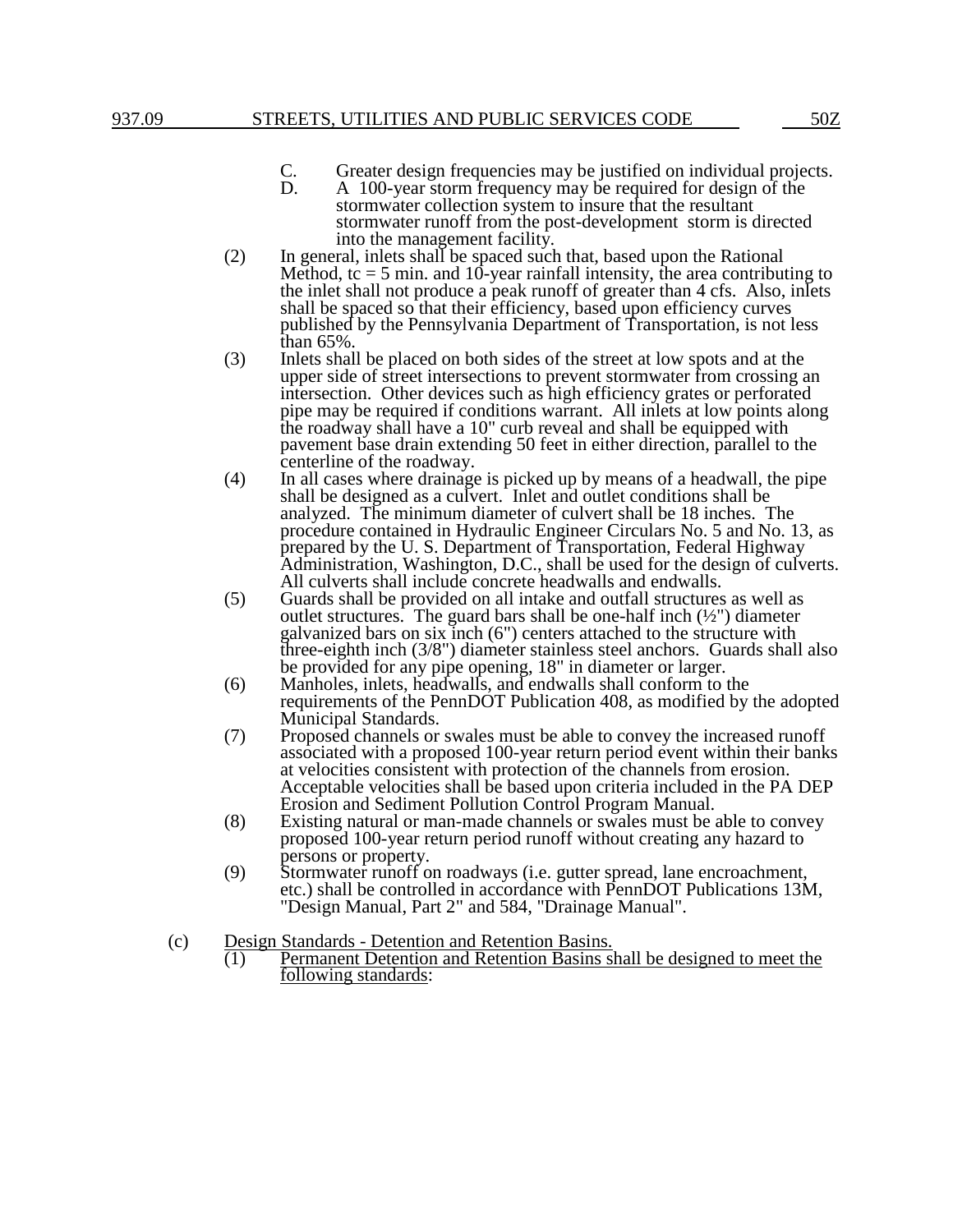C. Greater design frequencies may be justified on individual projects.

D. A 100-year storm frequency may be required for design of the stormwater collection system to insure that the resultant stormwater runoff from the post-development storm is directed into the management facility.

(2) In general, inlets shall be spaced such that, based upon the Rational Method, tc = 5 min. and 10-year rainfall intensity, the area contributing to the inlet shall not produce a peak runoff of greater than 4 cfs. Also, inlets shall be spaced so that their efficiency, based upon efficiency curves published by the Pennsylvania Department of Transportation, is not less than 65%.

(3) Inlets shall be placed on both sides of the street at low spots and at the upper side of street intersections to prevent stormwater from crossing an intersection. Other devices such as high efficiency grates or perforated pipe may be required if conditions warrant. All inlets at low points along the roadway shall have a 10" curb reveal and shall be equipped with pavement base drain extending 50 feet in either direction, parallel to the centerline of the roadway.

(4) In all cases where drainage is picked up by means of a headwall, the pipe shall be designed as a culvert. Inlet and outlet conditions shall be analyzed. The minimum diameter of culvert shall be 18 inches. The procedure contained in Hydraulic Engineer Circulars No. 5 and No. 13, as prepared by the U. S. Department of Transportation, Federal Highway Administration, Washington, D.C., shall be used for the design of culverts. All culverts shall include concrete headwalls and endwalls.

(5) Guards shall be provided on all intake and outfall structures as well as outlet structures. The guard bars shall be one-half inch (½") diameter galvanized bars on six inch (6") centers attached to the structure with three-eighth inch (3/8") diameter stainless steel anchors. Guards shall also be provided for any pipe opening, 18" in diameter or larger.

(6) Manholes, inlets, headwalls, and endwalls shall conform to the requirements of the PennDOT Publication 408, as modified by the adopted Municipal Standards.

(7) Proposed channels or swales must be able to convey the increased runoff associated with a proposed 100-year return period event within their banks at velocities consistent with protection of the channels from erosion. Acceptable velocities shall be based upon criteria included in the PA DEP Erosion and Sediment Pollution Control Program Manual.

(8) Existing natural or man-made channels or swales must be able to convey proposed 100-year return period runoff without creating any hazard to persons or property.

(9) Stormwater runoff on roadways (i.e. gutter spread, lane encroachment, etc.) shall be controlled in accordance with PennDOT Publications 13M, "Design Manual, Part 2" and 584, "Drainage Manual".

(c) <u>Design Standards - Detention and Retention Basins.</u>

(1) <u>Permanent Detention and Retention Basins shall be designed to meet the following standards</u>: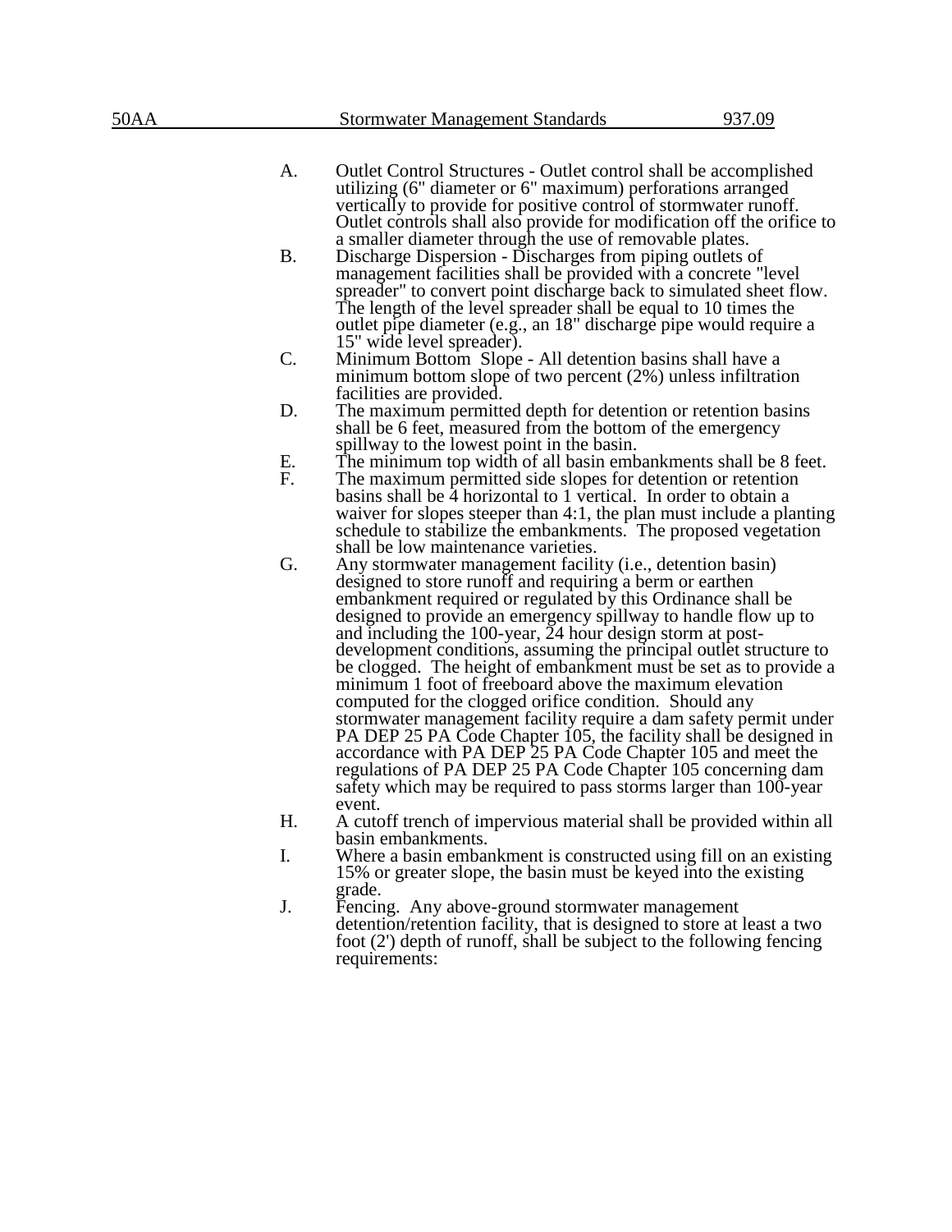A. Outlet Control Structures - Outlet control shall be accomplished utilizing (6" diameter or 6" maximum) perforations arranged vertically to provide for positive control of stormwater runoff. Outlet controls shall also provide for modification off the orifice to a smaller diameter through the use of removable plates.

B. Discharge Dispersion - Discharges from piping outlets of management facilities shall be provided with a concrete "level spreader" to convert point discharge back to simulated sheet flow. The length of the level spreader shall be equal to 10 times the outlet pipe diameter (e.g., an 18" discharge pipe would require a 15' wide level spreader).

C. Minimum Bottom Slope - All detention basins shall have a minimum bottom slope of two percent (2%) unless infiltration facilities are provided.

D. The maximum permitted depth for detention or retention basins shall be 6 feet, measured from the bottom of the emergency spillway to the lowest point in the basin.

E. The minimum top width of all basin embankments shall be 8 feet.

F. The maximum permitted side slopes for detention or retention basins shall be 4 horizontal to 1 vertical. In order to obtain a waiver for slopes steeper than 4:1, the plan must include a planting schedule to stabilize the embankments. The proposed vegetation shall be low maintenance varieties.

G. Any stormwater management facility (i.e., detention basin) designed to store runoff and requiring a berm or earthen embankment required or regulated by this Ordinance shall be designed to provide an emergency spillway to handle flow up to and including the 100-year, 24 hour design storm at post-development conditions, assuming the principal outlet structure to be clogged. The height of embankment must be set as to provide a minimum 1 foot of freeboard above the maximum elevation computed for the clogged orifice condition. Should any stormwater management facility require a dam safety permit under PA DEP 25 PA Code Chapter 105, the facility shall be designed in accordance with PA DEP 25 PA Code Chapter 105 and meet the regulations of PA DEP 25 PA Code Chapter 105 concerning dam safety which may be required to pass storms larger than 100-year event.

H. A cutoff trench of impervious material shall be provided within all basin embankments.

I. Where a basin embankment is constructed using fill on an existing 15% or greater slope, the basin must be keyed into the existing grade.

J. Fencing. Any above-ground stormwater management detention/retention facility, that is designed to store at least a two foot (2') depth of runoff, shall be subject to the following fencing requirements: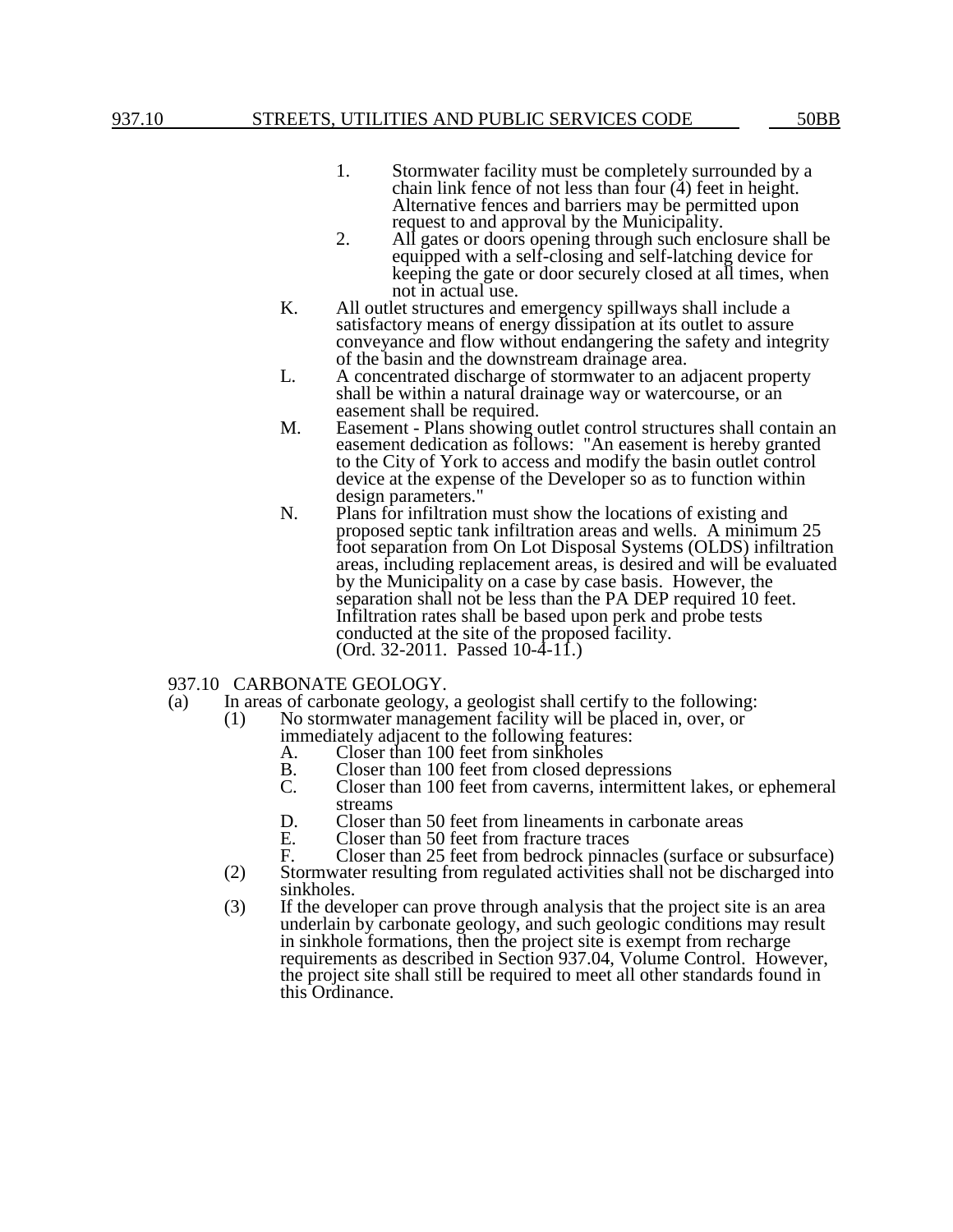1. Stormwater facility must be completely surrounded by a chain link fence of not less than four (4) feet in height. Alternative fences and barriers may be permitted upon request to and approval by the Municipality.
2. All gates or doors opening through such enclosure shall be equipped with a self-closing and self-latching device for keeping the gate or door securely closed at all times, when not in actual use.

K. All outlet structures and emergency spillways shall include a satisfactory means of energy dissipation at its outlet to assure conveyance and flow without endangering the safety and integrity of the basin and the downstream drainage area.

L. A concentrated discharge of stormwater to an adjacent property shall be within a natural drainage way or watercourse, or an easement shall be required.

M. Easement - Plans showing outlet control structures shall contain an easement dedication as follows: "An easement is hereby granted to the City of York to access and modify the basin outlet control device at the expense of the Developer so as to function within design parameters."

N. Plans for infiltration must show the locations of existing and proposed septic tank infiltration areas and wells. A minimum 25 foot separation from On Lot Disposal Systems (OLDS) infiltration areas, including replacement areas, is desired and will be evaluated by the Municipality on a case by case basis. However, the separation shall not be less than the PA DEP required 10 feet. Infiltration rates shall be based upon perk and probe tests conducted at the site of the proposed facility.
(Ord. 32-2011. Passed 10-4-11.)

## 937.10 CARBONATE GEOLOGY.

(a) In areas of carbonate geology, a geologist shall certify to the following:

(1) No stormwater management facility will be placed in, over, or immediately adjacent to the following features:

A. Closer than 100 feet from sinkholes
B. Closer than 100 feet from closed depressions
C. Closer than 100 feet from caverns, intermittent lakes, or ephemeral streams
D. Closer than 50 feet from lineaments in carbonate areas
E. Closer than 50 feet from fracture traces
F. Closer than 25 feet from bedrock pinnacles (surface or subsurface)

(2) Stormwater resulting from regulated activities shall not be discharged into sinkholes.

(3) If the developer can prove through analysis that the project site is an area underlain by carbonate geology, and such geologic conditions may result in sinkhole formations, then the project site is exempt from recharge requirements as described in Section 937.04, Volume Control. However, the project site shall still be required to meet all other standards found in this Ordinance.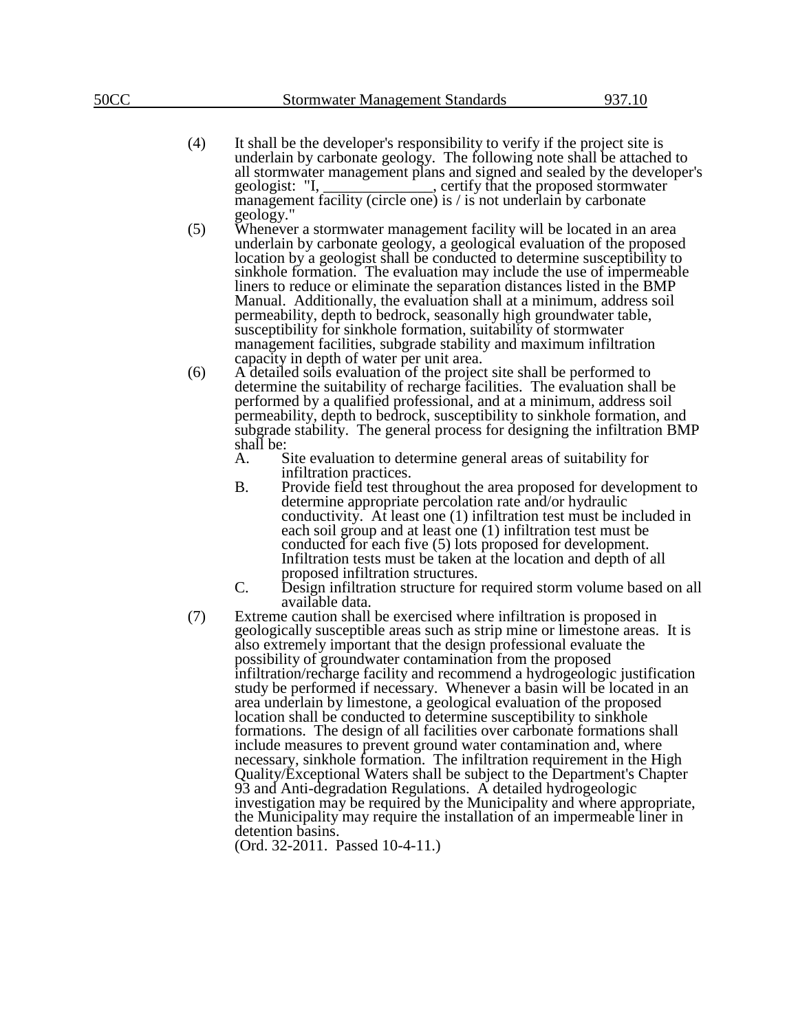(4) It shall be the developer's responsibility to verify if the project site is underlain by carbonate geology. The following note shall be attached to all stormwater management plans and signed and sealed by the developer's geologist: "I, ______________, certify that the proposed stormwater management facility (circle one) is / is not underlain by carbonate geology."

(5) Whenever a stormwater management facility will be located in an area underlain by carbonate geology, a geological evaluation of the proposed location by a geologist shall be conducted to determine susceptibility to sinkhole formation. The evaluation may include the use of impermeable liners to reduce or eliminate the separation distances listed in the BMP Manual. Additionally, the evaluation shall at a minimum, address soil permeability, depth to bedrock, seasonally high groundwater table, susceptibility for sinkhole formation, suitability of stormwater management facilities, subgrade stability and maximum infiltration capacity in depth of water per unit area.

(6) A detailed soils evaluation of the project site shall be performed to determine the suitability of recharge facilities. The evaluation shall be performed by a qualified professional, and at a minimum, address soil permeability, depth to bedrock, susceptibility to sinkhole formation, and subgrade stability. The general process for designing the infiltration BMP shall be:

  A. Site evaluation to determine general areas of suitability for infiltration practices.

  B. Provide field test throughout the area proposed for development to determine appropriate percolation rate and/or hydraulic conductivity. At least one (1) infiltration test must be included in each soil group and at least one (1) infiltration test must be conducted for each five (5) lots proposed for development. Infiltration tests must be taken at the location and depth of all proposed infiltration structures.

  C. Design infiltration structure for required storm volume based on all available data.

(7) Extreme caution shall be exercised where infiltration is proposed in geologically susceptible areas such as strip mine or limestone areas. It is also extremely important that the design professional evaluate the possibility of groundwater contamination from the proposed infiltration/recharge facility and recommend a hydrogeologic justification study be performed if necessary. Whenever a basin will be located in an area underlain by limestone, a geological evaluation of the proposed location shall be conducted to determine susceptibility to sinkhole formations. The design of all facilities over carbonate formations shall include measures to prevent ground water contamination and, where necessary, sinkhole formation. The infiltration requirement in the High Quality/Exceptional Waters shall be subject to the Department's Chapter 93 and Anti-degradation Regulations. A detailed hydrogeologic investigation may be required by the Municipality and where appropriate, the Municipality may require the installation of an impermeable liner in detention basins.

(Ord. 32-2011. Passed 10-4-11.)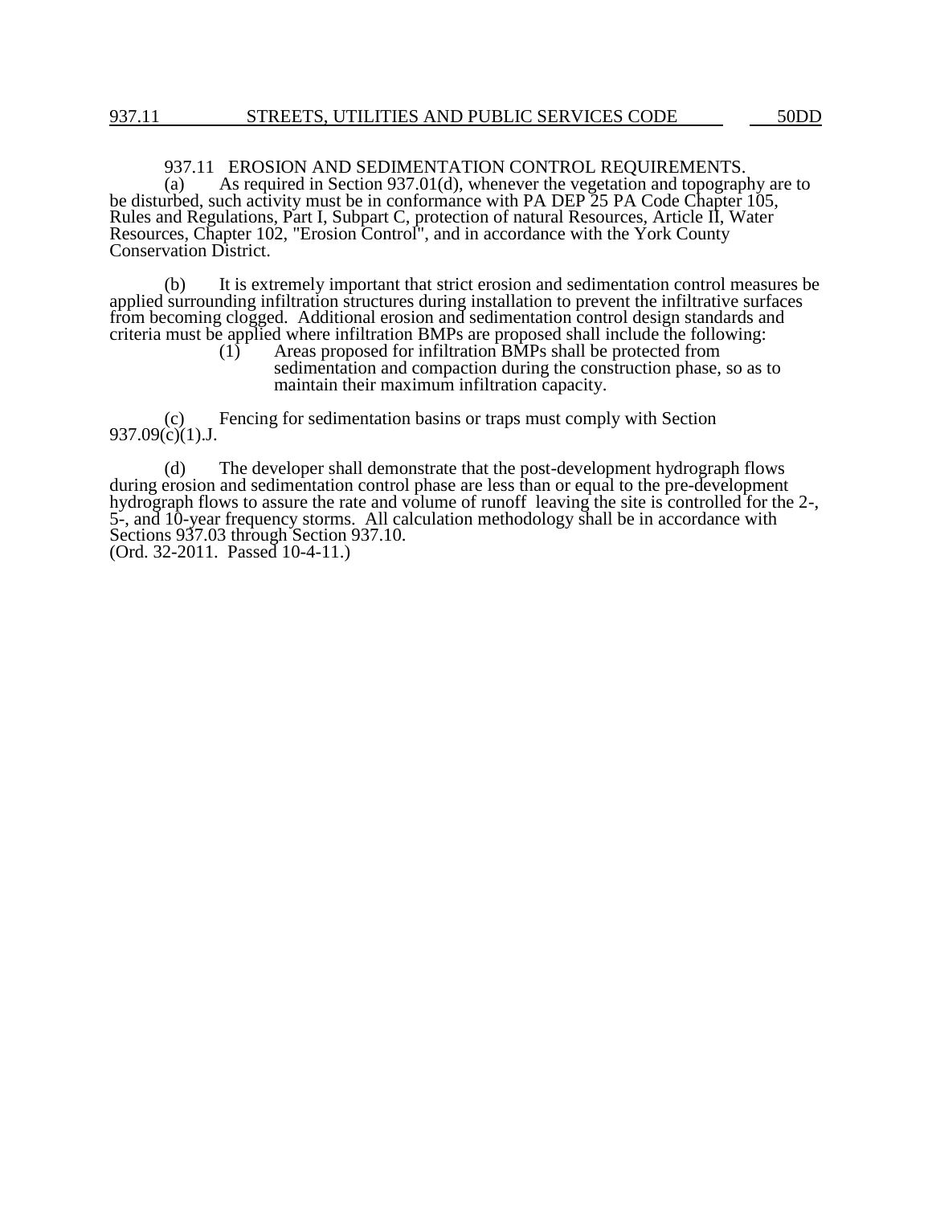937.11 EROSION AND SEDIMENTATION CONTROL REQUIREMENTS.

(a) As required in Section 937.01(d), whenever the vegetation and topography are to be disturbed, such activity must be in conformance with PA DEP 25 PA Code Chapter 105, Rules and Regulations, Part I, Subpart C, protection of natural Resources, Article II, Water Resources, Chapter 102, "Erosion Control", and in accordance with the York County Conservation District.

(b) It is extremely important that strict erosion and sedimentation control measures be applied surrounding infiltration structures during installation to prevent the infiltrative surfaces from becoming clogged. Additional erosion and sedimentation control design standards and criteria must be applied where infiltration BMPs are proposed shall include the following:

(1) Areas proposed for infiltration BMPs shall be protected from sedimentation and compaction during the construction phase, so as to maintain their maximum infiltration capacity.

(c) Fencing for sedimentation basins or traps must comply with Section 937.09(c)(1).J.

(d) The developer shall demonstrate that the post-development hydrograph flows during erosion and sedimentation control phase are less than or equal to the pre-development hydrograph flows to assure the rate and volume of runoff leaving the site is controlled for the 2-, 5-, and 10-year frequency storms. All calculation methodology shall be in accordance with Sections 937.03 through Section 937.10.

(Ord. 32-2011. Passed 10-4-11.)